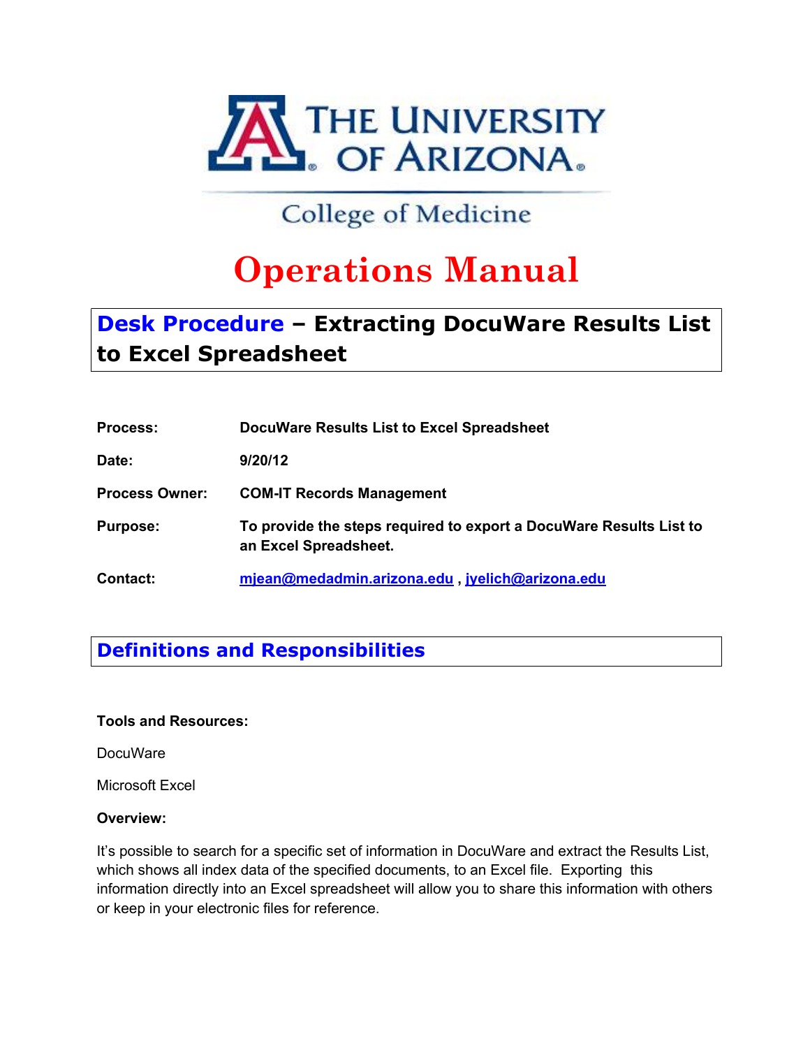THE UNIVERSITY OF ARIZONA

College of Medicine

# Operations Manual

## Desk Procedure – Extracting DocuWare Results List to Excel Spreadsheet

**Process:** **DocuWare Results List to Excel Spreadsheet**

**Date:** **9/20/12**

**Process Owner:** **COM-IT Records Management**

**Purpose:** **To provide the steps required to export a DocuWare Results List to an Excel Spreadsheet.**

**Contact:** **mjean@medadmin.arizona.edu , jyelich@arizona.edu**

## Definitions and Responsibilities

**Tools and Resources:**

DocuWare

Microsoft Excel

**Overview:**

It's possible to search for a specific set of information in DocuWare and extract the Results List, which shows all index data of the specified documents, to an Excel file. Exporting this information directly into an Excel spreadsheet will allow you to share this information with others or keep in your electronic files for reference.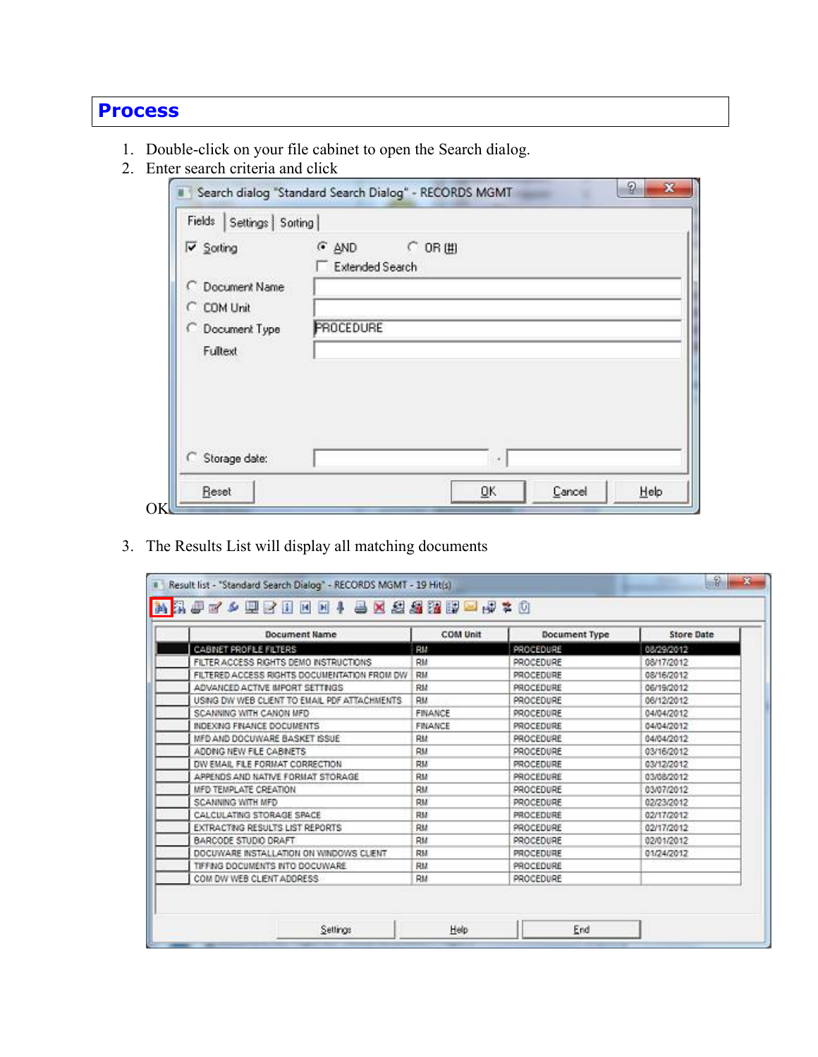## Process

1. Double-click on your file cabinet to open the Search dialog.
2. Enter search criteria and click OK
3. The Results List will display all matching documents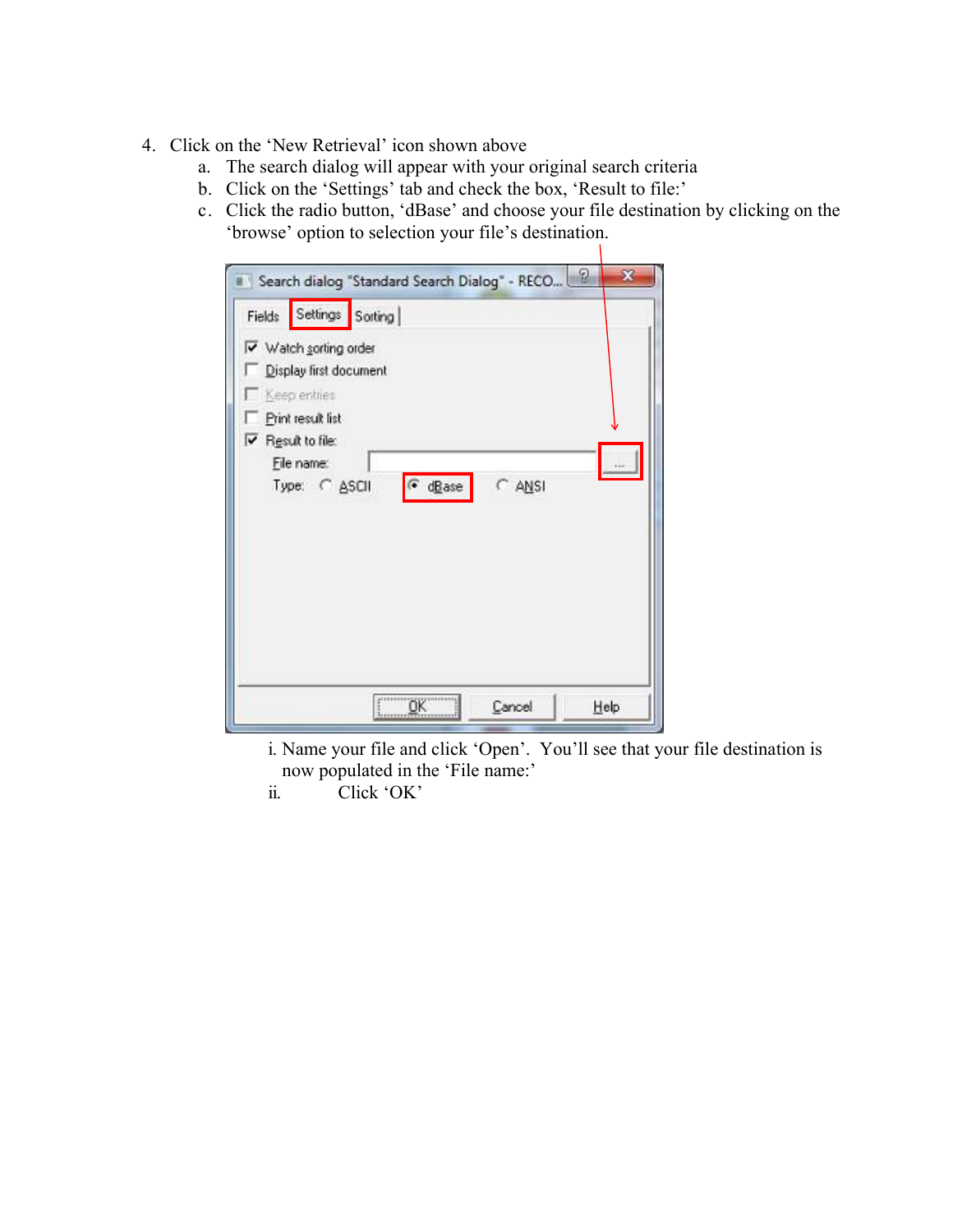4. Click on the 'New Retrieval' icon shown above
   a. The search dialog will appear with your original search criteria
   b. Click on the 'Settings' tab and check the box, 'Result to file:'
   c. Click the radio button, 'dBase' and choose your file destination by clicking on the 'browse' option to selection your file's destination.

      i. Name your file and click 'Open'. You'll see that your file destination is now populated in the 'File name:'
      ii. Click 'OK'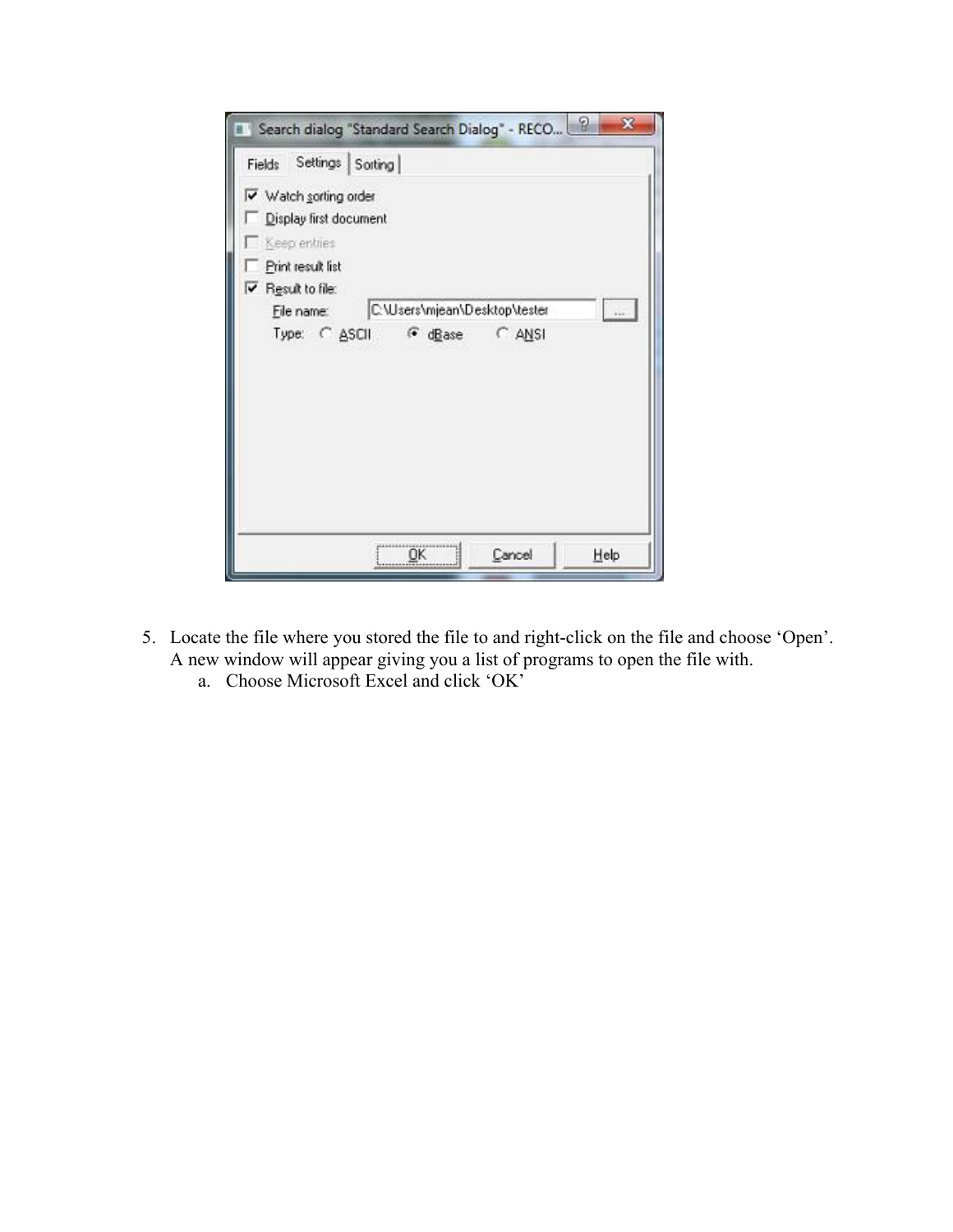5. Locate the file where you stored the file to and right-click on the file and choose 'Open'. A new window will appear giving you a list of programs to open the file with.
   a. Choose Microsoft Excel and click 'OK'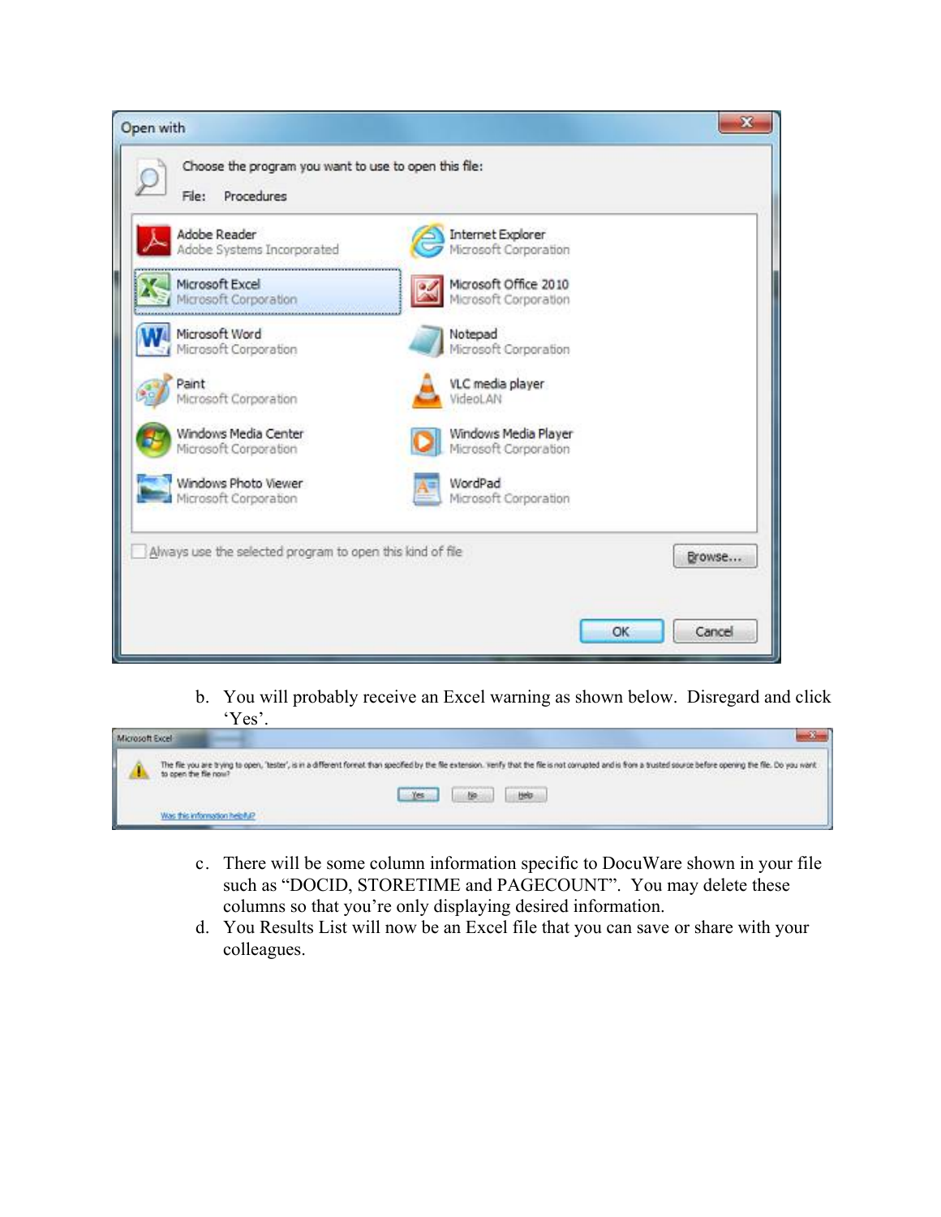b. You will probably receive an Excel warning as shown below. Disregard and click 'Yes'.

c. There will be some column information specific to DocuWare shown in your file such as "DOCID, STORETIME and PAGECOUNT". You may delete these columns so that you're only displaying desired information.

d. You Results List will now be an Excel file that you can save or share with your colleagues.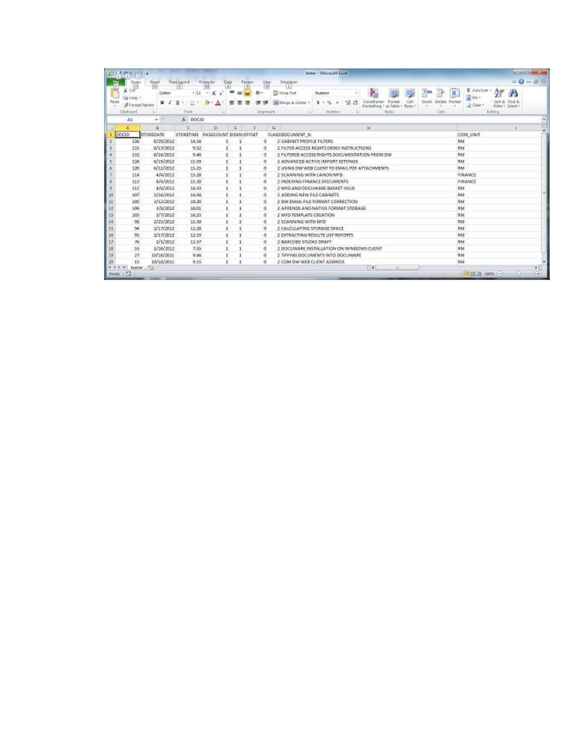| DOCID | STOREDATE | STORETIME | PAGECOUNT | DISKN | OFFSET | FLAGS | DOCUMENT_N | COM_UNIT |
|---|---|---|---|---|---|---|---|---|
| 136 | 8/29/2012 | 14.16 | 1 | 1 | 0 | 2 | CABINET PROFILE FILTERS | RM |
| 133 | 8/17/2012 | 9.52 | 1 | 1 | 0 | 2 | FILTER ACCESS RIGHTS DEMO INSTRUCTIONS | RM |
| 132 | 8/16/2012 | 9.40 | 1 | 1 | 0 | 2 | FILTERED ACCESS RIGHTS DOCUMENTATION FROM DW | RM |
| 124 | 6/15/2012 | 15.59 | 1 | 1 | 0 | 2 | ADVANCED ACTIVE IMPORT SETTINGS | RM |
| 120 | 6/12/2012 | 15.23 | 1 | 1 | 0 | 2 | USING DW WEB CLIENT TO EMAIL PDF ATTACHMENTS | RM |
| 114 | 4/4/2012 | 15.28 | 1 | 1 | 0 | 2 | SCANNING WITH CANON MFD | FINANCE |
| 113 | 4/4/2012 | 15.28 | 1 | 1 | 0 | 2 | INDEXING FINANCE DOCUMENTS | FINANCE |
| 112 | 4/4/2012 | 14.33 | 1 | 1 | 0 | 2 | MFD AND DOCUWARE BASKET ISSUE | RM |
| 107 | 3/16/2012 | 14.06 | 1 | 1 | 0 | 2 | ADDING NEW FILE CABINETS | RM |
| 105 | 3/12/2012 | 10.20 | 1 | 1 | 0 | 2 | DW EMAIL FILE FORMAT CORRECTION | RM |
| 104 | 3/8/2012 | 10.01 | 1 | 1 | 0 | 2 | APPENDS AND NATIVE FORMAT STORAGE | RM |
| 103 | 3/7/2012 | 16.23 | 1 | 1 | 0 | 2 | MFD TEMPLATE CREATION | RM |
| 98 | 2/23/2012 | 15.30 | 1 | 1 | 0 | 2 | SCANNING WITH MFD | RM |
| 94 | 2/17/2012 | 12.20 | 1 | 1 | 0 | 2 | CALCULATING STORAGE SPACE | RM |
| 93 | 2/17/2012 | 12.19 | 1 | 1 | 0 | 2 | EXTRACTING RESULTS LIST REPORTS | RM |
| 76 | 2/1/2012 | 12.37 | 1 | 1 | 0 | 2 | BARCODE STUDIO DRAFT | RM |
| 53 | 1/24/2012 | 7.55 | 1 | 1 | 0 | 2 | DOCUWARE INSTALLATION ON WINDOWS CLIENT | RM |
| 27 | 10/18/2011 | 9.44 | 1 | 1 | 0 | 2 | TIFFING DOCUMENTS INTO DOCUWARE | RM |
| 15 | 10/18/2011 | 9.15 | 1 | 1 | 0 | 2 | COM DW WEB CLIENT ADDRESS | RM |